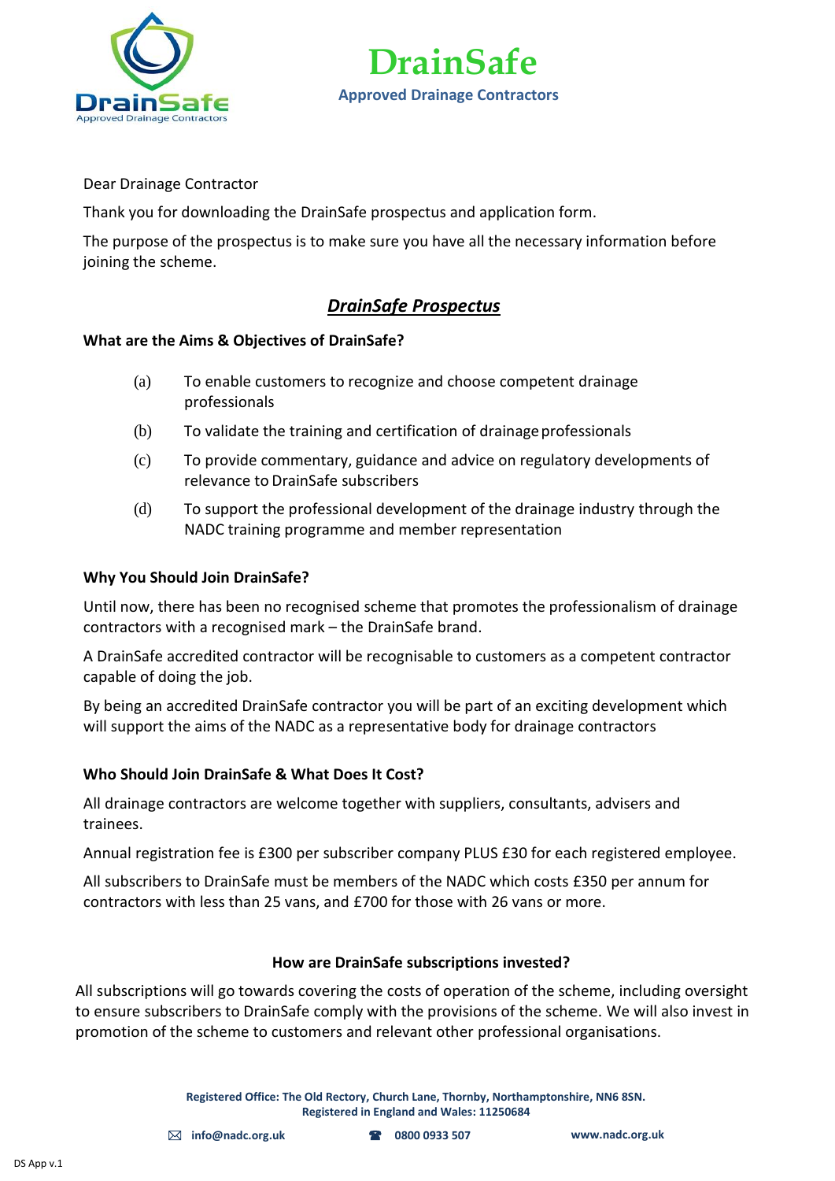# DrainSafe

**Approved Drainage Contractors**

Dear Drainage Contractor

Thank you for downloading the DrainSafe prospectus and application form.

The purpose of the prospectus is to make sure you have all the necessary information before joining the scheme.

## ***DrainSafe Prospectus***

### What are the Aims & Objectives of DrainSafe?

(a) To enable customers to recognize and choose competent drainage professionals

(b) To validate the training and certification of drainage professionals

(c) To provide commentary, guidance and advice on regulatory developments of relevance to DrainSafe subscribers

(d) To support the professional development of the drainage industry through the NADC training programme and member representation

### Why You Should Join DrainSafe?

Until now, there has been no recognised scheme that promotes the professionalism of drainage contractors with a recognised mark – the DrainSafe brand.

A DrainSafe accredited contractor will be recognisable to customers as a competent contractor capable of doing the job.

By being an accredited DrainSafe contractor you will be part of an exciting development which will support the aims of the NADC as a representative body for drainage contractors

### Who Should Join DrainSafe & What Does It Cost?

All drainage contractors are welcome together with suppliers, consultants, advisers and trainees.

Annual registration fee is £300 per subscriber company PLUS £30 for each registered employee.

All subscribers to DrainSafe must be members of the NADC which costs £350 per annum for contractors with less than 25 vans, and £700 for those with 26 vans or more.

### How are DrainSafe subscriptions invested?

All subscriptions will go towards covering the costs of operation of the scheme, including oversight to ensure subscribers to DrainSafe comply with the provisions of the scheme. We will also invest in promotion of the scheme to customers and relevant other professional organisations.

**Registered Office: The Old Rectory, Church Lane, Thornby, Northamptonshire, NN6 8SN.**
**Registered in England and Wales: 11250684**

**info@nadc.org.uk** **0800 0933 507** **www.nadc.org.uk**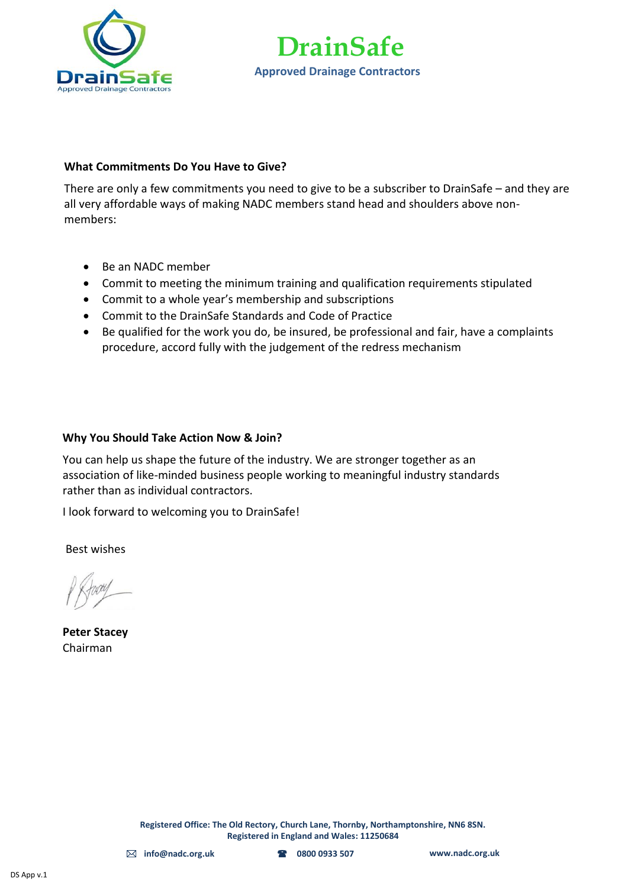# DrainSafe

**Approved Drainage Contractors**

### What Commitments Do You Have to Give?

There are only a few commitments you need to give to be a subscriber to DrainSafe – and they are all very affordable ways of making NADC members stand head and shoulders above non-members:

- Be an NADC member
- Commit to meeting the minimum training and qualification requirements stipulated
- Commit to a whole year's membership and subscriptions
- Commit to the DrainSafe Standards and Code of Practice
- Be qualified for the work you do, be insured, be professional and fair, have a complaints procedure, accord fully with the judgement of the redress mechanism

### Why You Should Take Action Now & Join?

You can help us shape the future of the industry. We are stronger together as an association of like-minded business people working to meaningful industry standards rather than as individual contractors.

I look forward to welcoming you to DrainSafe!

Best wishes

**Peter Stacey**
Chairman

**Registered Office: The Old Rectory, Church Lane, Thornby, Northamptonshire, NN6 8SN.**
**Registered in England and Wales: 11250684**

**info@nadc.org.uk** **0800 0933 507** **www.nadc.org.uk**

DS App v.1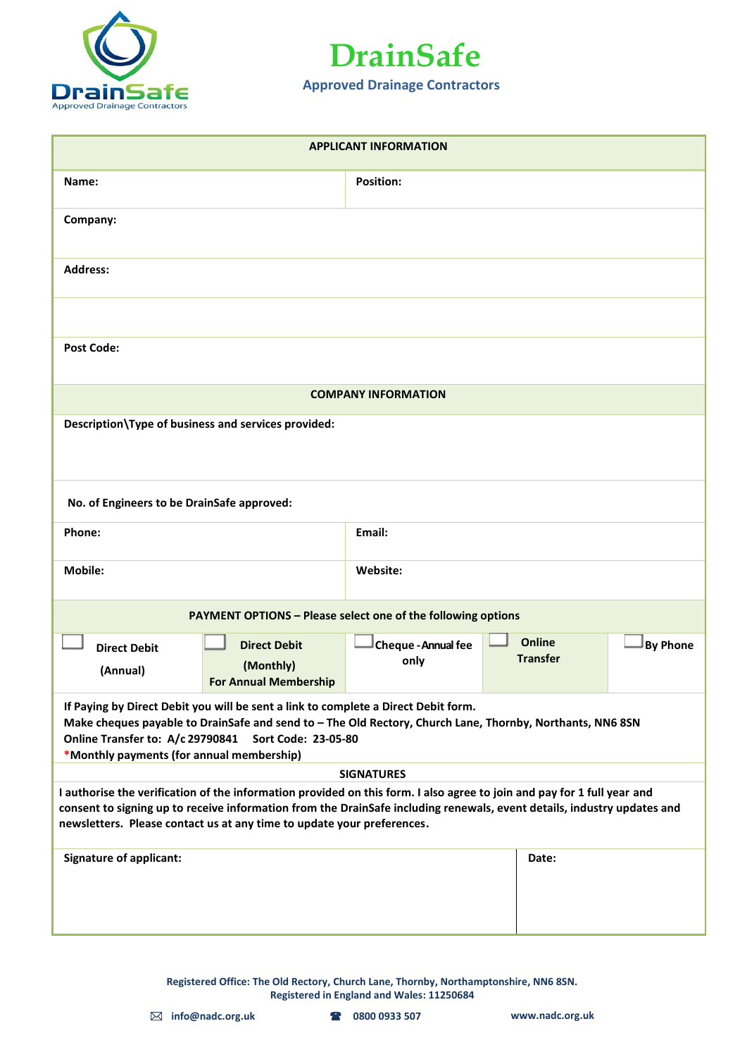# DrainSafe

**Approved Drainage Contractors**

| **APPLICANT INFORMATION** | |
|---|---|
| **Name:** | **Position:** |
| **Company:** | |
| **Address:** | |
| | |
| **Post Code:** | |

| **COMPANY INFORMATION** | |
|---|---|
| **Description\Type of business and services provided:** | |
| **No. of Engineers to be DrainSafe approved:** | |
| **Phone:** | **Email:** |
| **Mobile:** | **Website:** |

**PAYMENT OPTIONS – Please select one of the following options**

| ☐ **Direct Debit (Annual)** | ☐ **Direct Debit (Monthly) For Annual Membership** | ☐ **Cheque - Annual fee only** | ☐ **Online Transfer** | ☐ **By Phone** |
|---|---|---|---|---|

**If Paying by Direct Debit you will be sent a link to complete a Direct Debit form.**
**Make cheques payable to DrainSafe and send to – The Old Rectory, Church Lane, Thornby, Northants, NN6 8SN**
**Online Transfer to: A/c 29790841 Sort Code: 23-05-80**
***Monthly payments (for annual membership)**

**SIGNATURES**

**I authorise the verification of the information provided on this form. I also agree to join and pay for 1 full year and consent to signing up to receive information from the DrainSafe including renewals, event details, industry updates and newsletters. Please contact us at any time to update your preferences.**

| **Signature of applicant:** | **Date:** |
|---|---|
| | |

**Registered Office: The Old Rectory, Church Lane, Thornby, Northamptonshire, NN6 8SN.**
**Registered in England and Wales: 11250684**

info@nadc.org.uk | 0800 0933 507 | www.nadc.org.uk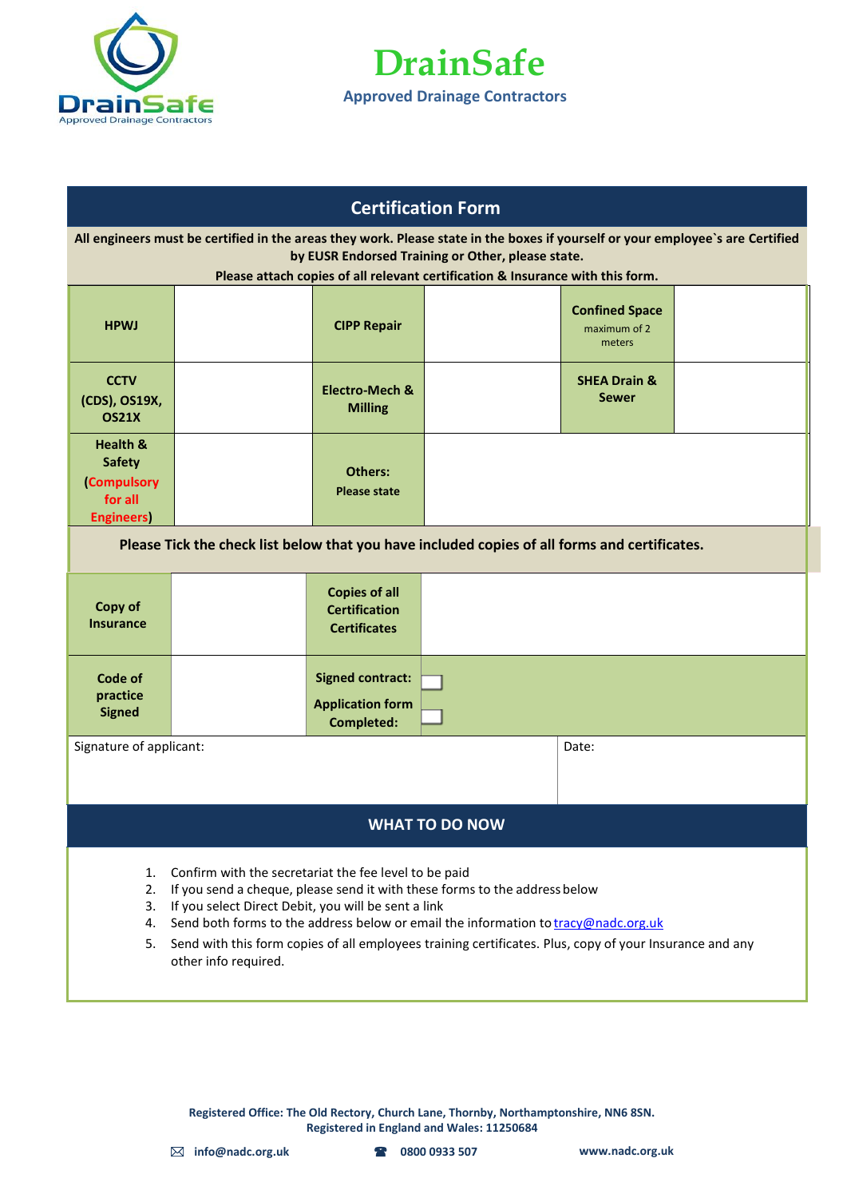# DrainSafe

**Approved Drainage Contractors**

## Certification Form

**All engineers must be certified in the areas they work. Please state in the boxes if yourself or your employee`s are Certified by EUSR Endorsed Training or Other, please state.**

**Please attach copies of all relevant certification & Insurance with this form.**

| | | | | | |
|---|---|---|---|---|---|
| **HPWJ** | | **CIPP Repair** | | **Confined Space** maximum of 2 meters | |
| **CCTV (CDS), OS19X, OS21X** | | **Electro-Mech & Milling** | | **SHEA Drain & Sewer** | |
| **Health & Safety (Compulsory for all Engineers)** | | **Others:** Please state | | | |

**Please Tick the check list below that you have included copies of all forms and certificates.**

| | | | |
|---|---|---|---|
| **Copy of Insurance** | | **Copies of all Certification Certificates** | |
| **Code of practice Signed** | | **Signed contract:** ☐ **Application form Completed:** ☐ | |

| | |
|---|---|
| Signature of applicant: | Date: |

## WHAT TO DO NOW

1. Confirm with the secretariat the fee level to be paid
2. If you send a cheque, please send it with these forms to the address below
3. If you select Direct Debit, you will be sent a link
4. Send both forms to the address below or email the information to tracy@nadc.org.uk
5. Send with this form copies of all employees training certificates. Plus, copy of your Insurance and any other info required.

**Registered Office: The Old Rectory, Church Lane, Thornby, Northamptonshire, NN6 8SN.**
**Registered in England and Wales: 11250684**

info@nadc.org.uk | 0800 0933 507 | www.nadc.org.uk